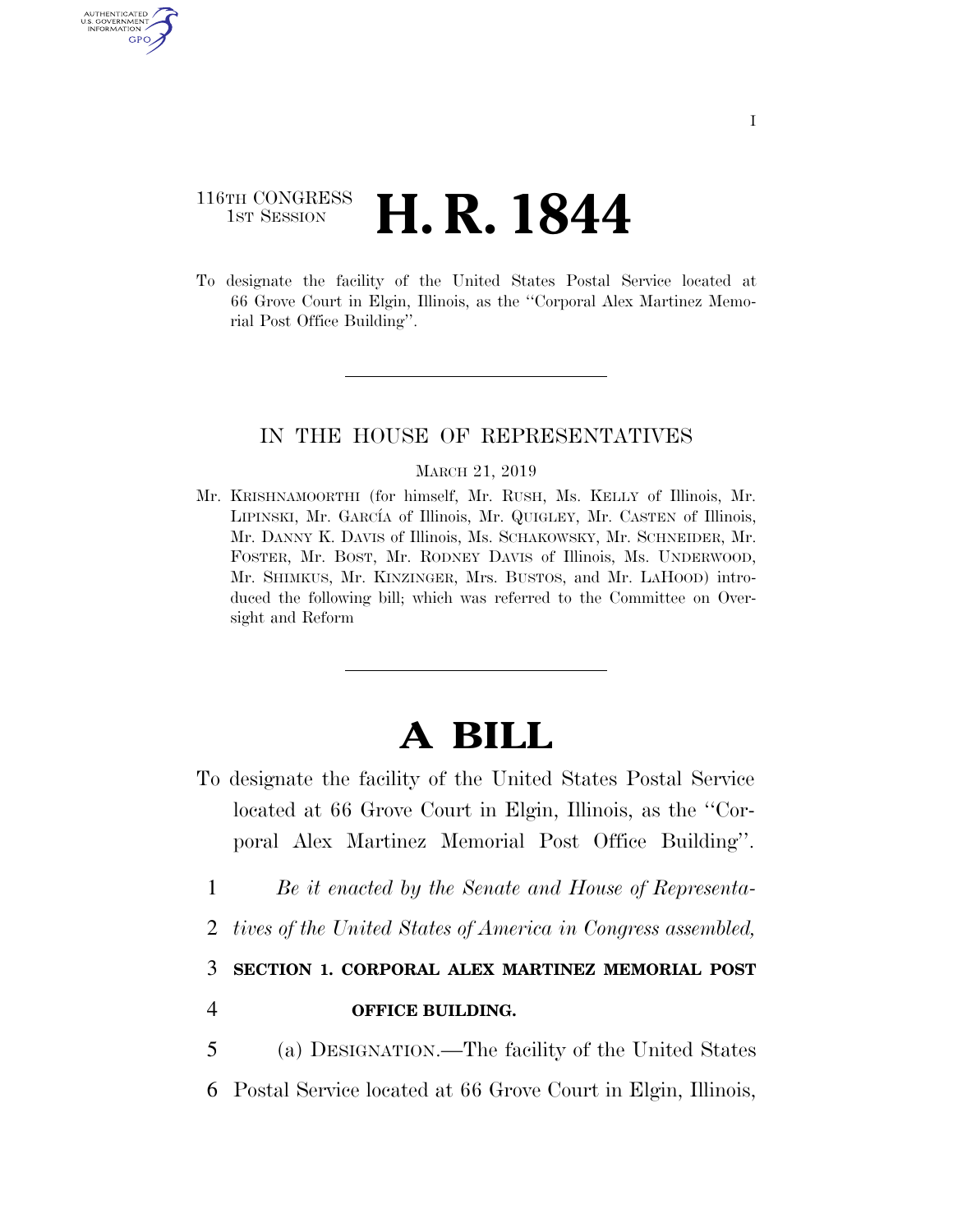116TH CONGRESS
1ST SESSION

# H. R. 1844

To designate the facility of the United States Postal Service located at 66 Grove Court in Elgin, Illinois, as the "Corporal Alex Martinez Memorial Post Office Building".

IN THE HOUSE OF REPRESENTATIVES

MARCH 21, 2019

Mr. KRISHNAMOORTHI (for himself, Mr. RUSH, Ms. KELLY of Illinois, Mr. LIPINSKI, Mr. GARCÍA of Illinois, Mr. QUIGLEY, Mr. CASTEN of Illinois, Mr. DANNY K. DAVIS of Illinois, Ms. SCHAKOWSKY, Mr. SCHNEIDER, Mr. FOSTER, Mr. BOST, Mr. RODNEY DAVIS of Illinois, Ms. UNDERWOOD, Mr. SHIMKUS, Mr. KINZINGER, Mrs. BUSTOS, and Mr. LAHOOD) introduced the following bill; which was referred to the Committee on Oversight and Reform

# A BILL

To designate the facility of the United States Postal Service located at 66 Grove Court in Elgin, Illinois, as the "Corporal Alex Martinez Memorial Post Office Building".

1 *Be it enacted by the Senate and House of Representa-*
2 *tives of the United States of America in Congress assembled,*

3 **SECTION 1. CORPORAL ALEX MARTINEZ MEMORIAL POST**
4 **OFFICE BUILDING.**

5 (a) DESIGNATION.—The facility of the United States
6 Postal Service located at 66 Grove Court in Elgin, Illinois,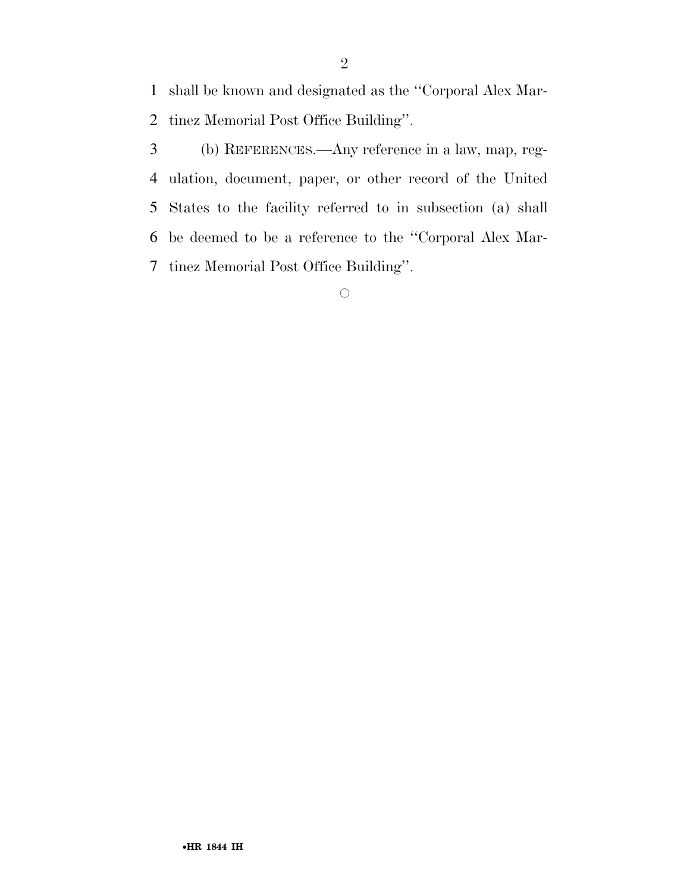shall be known and designated as the "Corporal Alex Martinez Memorial Post Office Building".

(b) REFERENCES.—Any reference in a law, map, regulation, document, paper, or other record of the United States to the facility referred to in subsection (a) shall be deemed to be a reference to the "Corporal Alex Martinez Memorial Post Office Building".

○